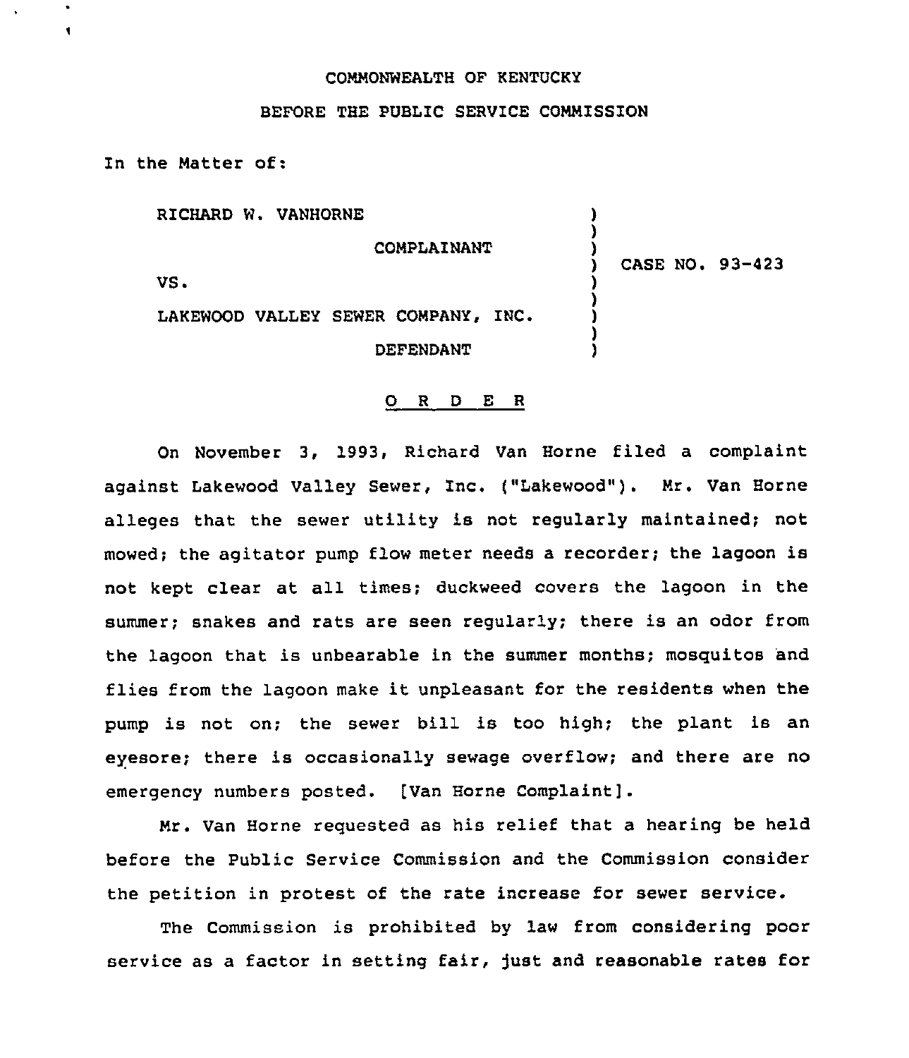COMMONWEALTH OF KENTUCKY

BEFORE THE PUBLIC SERVICE COMMISSION

In the Matter of:

| | | |
|---|---|---|
| RICHARD W. VANHORNE | ) | |
| COMPLAINANT | ) | |
| VS. | ) | CASE NO. 93-423 |
| LAKEWOOD VALLEY SEWER COMPANY, INC. | ) | |
| DEFENDANT | ) | |

## O R D E R

On November 3, 1993, Richard Van Horne filed a complaint against Lakewood Valley Sewer, Inc. ("Lakewood"). Mr. Van Horne alleges that the sewer utility is not regularly maintained; not mowed; the agitator pump flow meter needs a recorder; the lagoon is not kept clear at all times; duckweed covers the lagoon in the summer; snakes and rats are seen regularly; there is an odor from the lagoon that is unbearable in the summer months; mosquitos and flies from the lagoon make it unpleasant for the residents when the pump is not on; the sewer bill is too high; the plant is an eyesore; there is occasionally sewage overflow; and there are no emergency numbers posted. [Van Horne Complaint].

Mr. Van Horne requested as his relief that a hearing be held before the Public Service Commission and the Commission consider the petition in protest of the rate increase for sewer service.

The Commission is prohibited by law from considering poor service as a factor in setting fair, just and reasonable rates for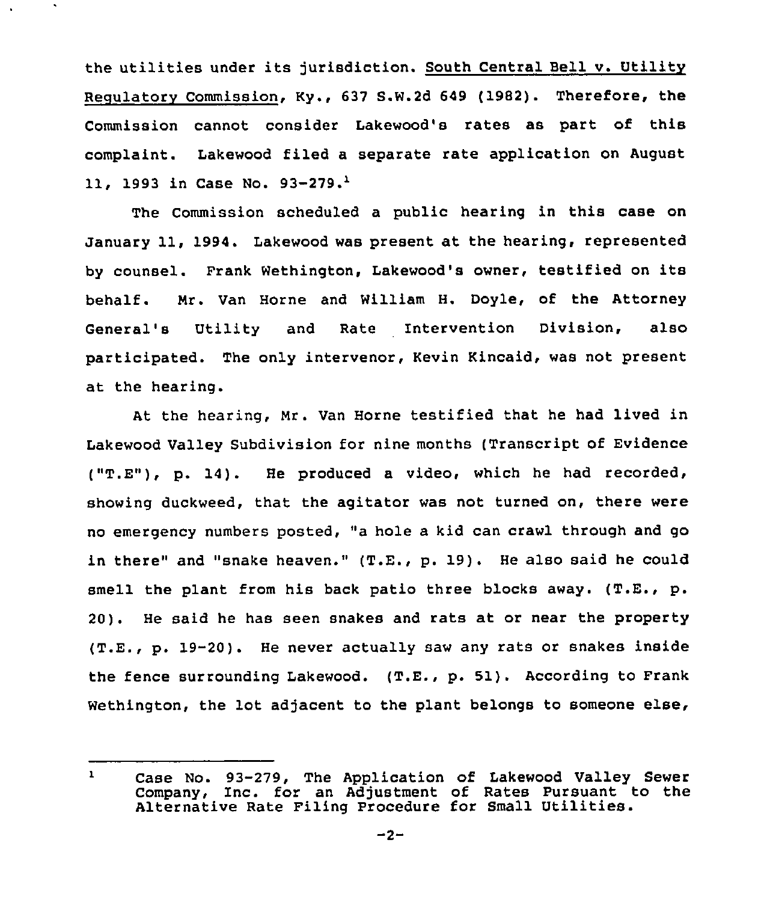the utilities under its jurisdiction. South Central Bell v. Utility Regulatory Commission, Ky., 637 S.W.2d 649 (1982). Therefore, the Commission cannot consider Lakewood's rates as part of this complaint. Lakewood filed a separate rate application on August 11, 1993 in Case No. 93-279.[1]

The Commission scheduled a public hearing in this case on January 11, 1994. Lakewood was present at the hearing, represented by counsel. Frank Wethington, Lakewood's owner, testified on its behalf. Mr. Van Horne and William H. Doyle, of the Attorney General's Utility and Rate Intervention Division, also participated. The only intervenor, Kevin Kincaid, was not present at the hearing.

At the hearing, Mr. Van Horne testified that he had lived in Lakewood Valley Subdivision for nine months (Transcript of Evidence ("T.E"), p. 14). He produced a video, which he had recorded, showing duckweed, that the agitator was not turned on, there were no emergency numbers posted, "a hole a kid can crawl through and go in there" and "snake heaven." (T.E., p. 19). He also said he could smell the plant from his back patio three blocks away. (T.E., p. 20). He said he has seen snakes and rats at or near the property (T.E., p. 19-20). He never actually saw any rats or snakes inside the fence surrounding Lakewood. (T.E., p. 51). According to Frank Wethington, the lot adjacent to the plant belongs to someone else,

---

[1] Case No. 93-279, The Application of Lakewood Valley Sewer Company, Inc. for an Adjustment of Rates Pursuant to the Alternative Rate Filing Procedure for Small Utilities.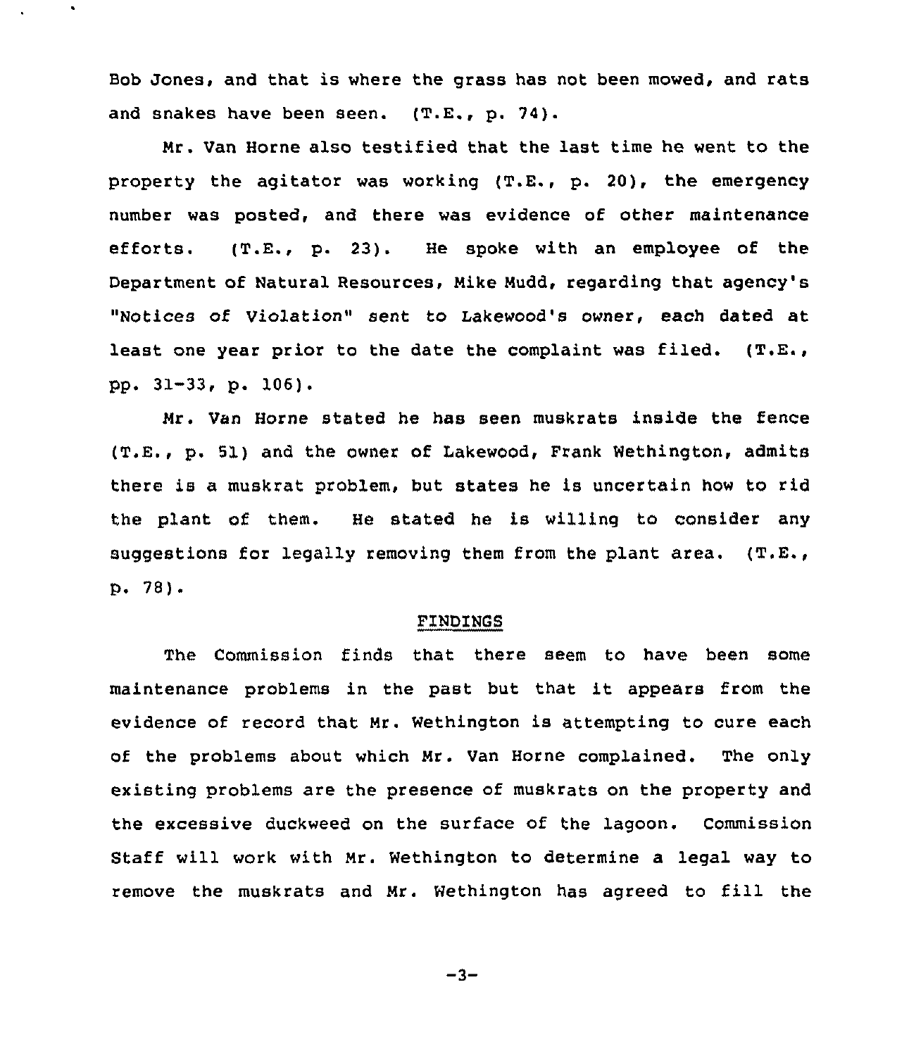Bob Jones, and that is where the grass has not been mowed, and rats and snakes have been seen. (T.E., p. 74).

Mr. Van Horne also testified that the last time he went to the property the agitator was working (T.E., p. 20), the emergency number was posted, and there was evidence of other maintenance efforts. (T.E., p. 23). He spoke with an employee of the Department of Natural Resources, Mike Mudd, regarding that agency's "Notices of Violation" sent to Lakewood's owner, each dated at least one year prior to the date the complaint was filed. (T.E., pp. 31-33, p. 106).

Mr. Van Horne stated he has seen muskrats inside the fence (T.E., p. 51) and the owner of Lakewood, Frank Wethington, admits there is a muskrat problem, but states he is uncertain how to rid the plant of them. He stated he is willing to consider any suggestions for legally removing them from the plant area. (T.E., p. 78).

## FINDINGS

The Commission finds that there seem to have been some maintenance problems in the past but that it appears from the evidence of record that Mr. Wethington is attempting to cure each of the problems about which Mr. Van Horne complained. The only existing problems are the presence of muskrats on the property and the excessive duckweed on the surface of the lagoon. Commission Staff will work with Mr. Wethington to determine a legal way to remove the muskrats and Mr. Wethington has agreed to fill the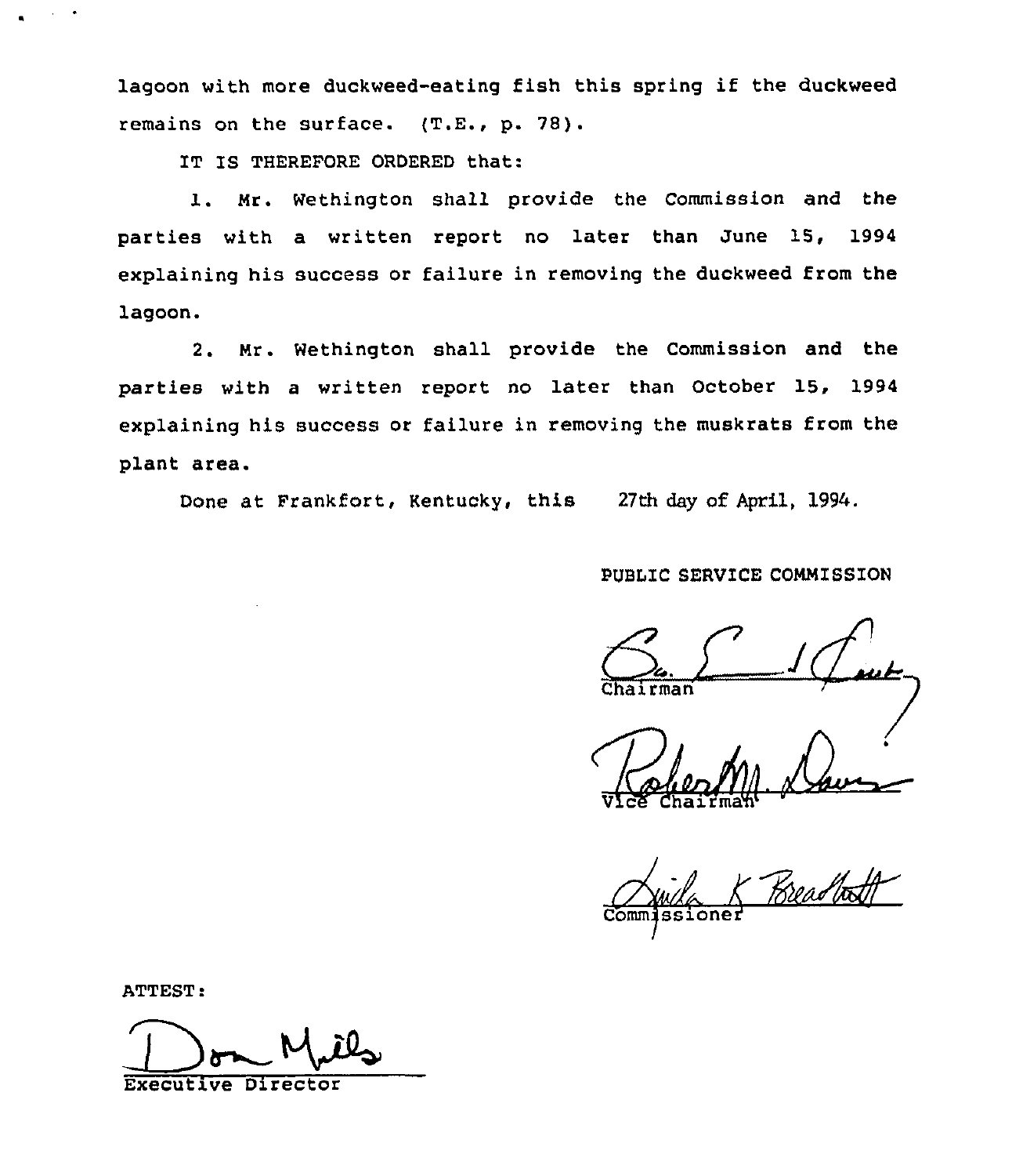lagoon with more duckweed-eating fish this spring if the duckweed remains on the surface. (T.E., p. 78).

IT IS THEREFORE ORDERED that:

1. Mr. Wethington shall provide the Commission and the parties with a written report no later than June 15, 1994 explaining his success or failure in removing the duckweed from the lagoon.

2. Mr. Wethington shall provide the Commission and the parties with a written report no later than October 15, 1994 explaining his success or failure in removing the muskrats from the plant area.

Done at Frankfort, Kentucky, this 27th day of April, 1994.

PUBLIC SERVICE COMMISSION

Chairman

Vice Chairman

Commissioner

ATTEST:

Executive Director